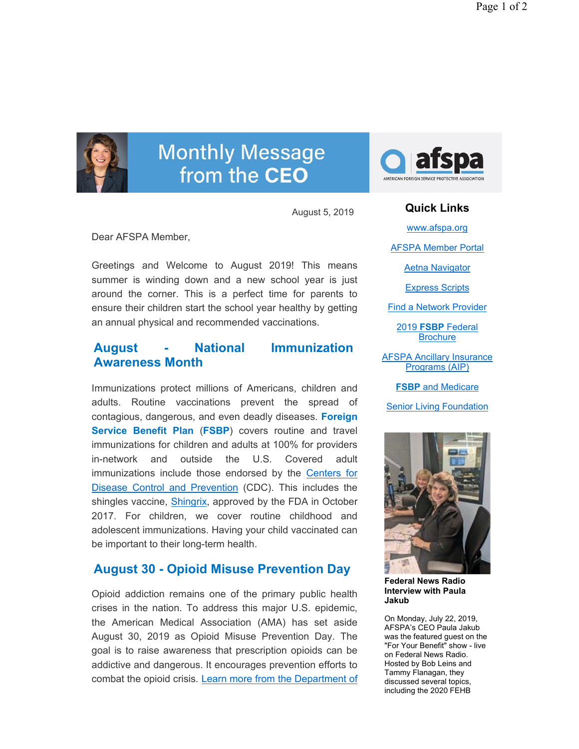# Monthly Message from the CEO

afspa — AMERICAN FOREIGN SERVICE PROTECTIVE ASSOCIATION

August 5, 2019

Dear AFSPA Member,

Greetings and Welcome to August 2019! This means summer is winding down and a new school year is just around the corner. This is a perfect time for parents to ensure their children start the school year healthy by getting an annual physical and recommended vaccinations.

## August - National Immunization Awareness Month

Immunizations protect millions of Americans, children and adults. Routine vaccinations prevent the spread of contagious, dangerous, and even deadly diseases. **Foreign Service Benefit Plan** (**FSBP**) covers routine and travel immunizations for children and adults at 100% for providers in-network and outside the U.S. Covered adult immunizations include those endorsed by the Centers for Disease Control and Prevention (CDC). This includes the shingles vaccine, Shingrix, approved by the FDA in October 2017. For children, we cover routine childhood and adolescent immunizations. Having your child vaccinated can be important to their long-term health.

## August 30 - Opioid Misuse Prevention Day

Opioid addiction remains one of the primary public health crises in the nation. To address this major U.S. epidemic, the American Medical Association (AMA) has set aside August 30, 2019 as Opioid Misuse Prevention Day. The goal is to raise awareness that prescription opioids can be addictive and dangerous. It encourages prevention efforts to combat the opioid crisis. Learn more from the Department of

### Quick Links

- www.afspa.org
- AFSPA Member Portal
- Aetna Navigator
- Express Scripts
- Find a Network Provider
- 2019 **FSBP** Federal Brochure
- AFSPA Ancillary Insurance Programs (AIP)
- **FSBP** and Medicare
- Senior Living Foundation

**Federal News Radio Interview with Paula Jakub**

On Monday, July 22, 2019, AFSPA's CEO Paula Jakub was the featured guest on the "For Your Benefit" show - live on Federal News Radio. Hosted by Bob Leins and Tammy Flanagan, they discussed several topics, including the 2020 FEHB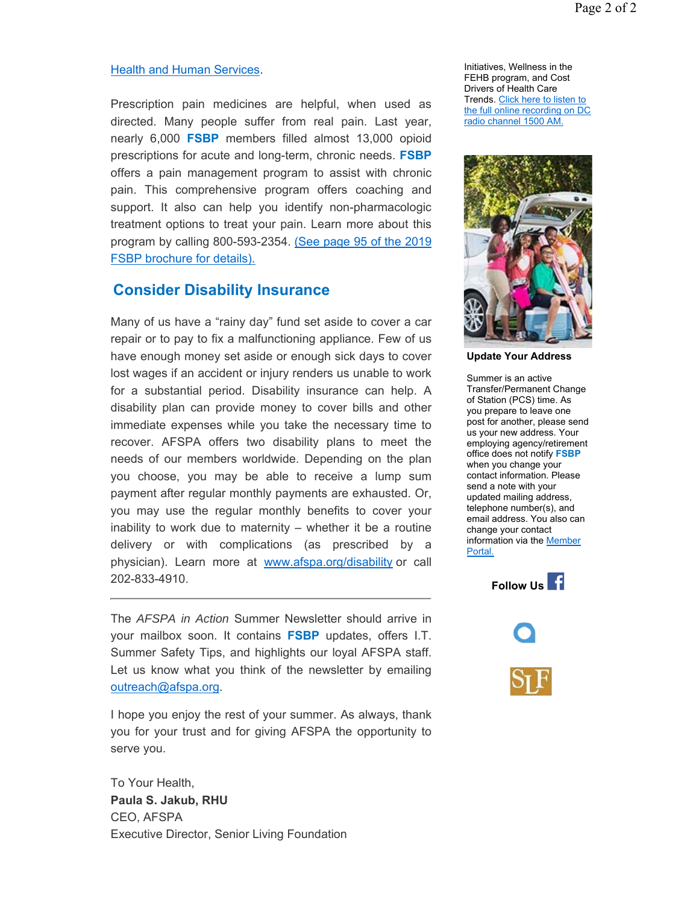Health and Human Services.

Prescription pain medicines are helpful, when used as directed. Many people suffer from real pain. Last year, nearly 6,000 **FSBP** members filled almost 13,000 opioid prescriptions for acute and long-term, chronic needs. **FSBP** offers a pain management program to assist with chronic pain. This comprehensive program offers coaching and support. It also can help you identify non-pharmacologic treatment options to treat your pain. Learn more about this program by calling 800-593-2354. (See page 95 of the 2019 FSBP brochure for details).

## Consider Disability Insurance

Many of us have a "rainy day" fund set aside to cover a car repair or to pay to fix a malfunctioning appliance. Few of us have enough money set aside or enough sick days to cover lost wages if an accident or injury renders us unable to work for a substantial period. Disability insurance can help. A disability plan can provide money to cover bills and other immediate expenses while you take the necessary time to recover. AFSPA offers two disability plans to meet the needs of our members worldwide. Depending on the plan you choose, you may be able to receive a lump sum payment after regular monthly payments are exhausted. Or, you may use the regular monthly benefits to cover your inability to work due to maternity – whether it be a routine delivery or with complications (as prescribed by a physician). Learn more at www.afspa.org/disability or call 202-833-4910.

---

The *AFSPA in Action* Summer Newsletter should arrive in your mailbox soon. It contains **FSBP** updates, offers I.T. Summer Safety Tips, and highlights our loyal AFSPA staff. Let us know what you think of the newsletter by emailing outreach@afspa.org.

I hope you enjoy the rest of your summer. As always, thank you for your trust and for giving AFSPA the opportunity to serve you.

To Your Health,
**Paula S. Jakub, RHU**
CEO, AFSPA
Executive Director, Senior Living Foundation

Initiatives, Wellness in the FEHB program, and Cost Drivers of Health Care Trends. Click here to listen to the full online recording on DC radio channel 1500 AM.

**Update Your Address**

Summer is an active Transfer/Permanent Change of Station (PCS) time. As you prepare to leave one post for another, please send us your new address. Your employing agency/retirement office does not notify **FSBP** when you change your contact information. Please send a note with your updated mailing address, telephone number(s), and email address. You also can change your contact information via the Member Portal.

**Follow Us**